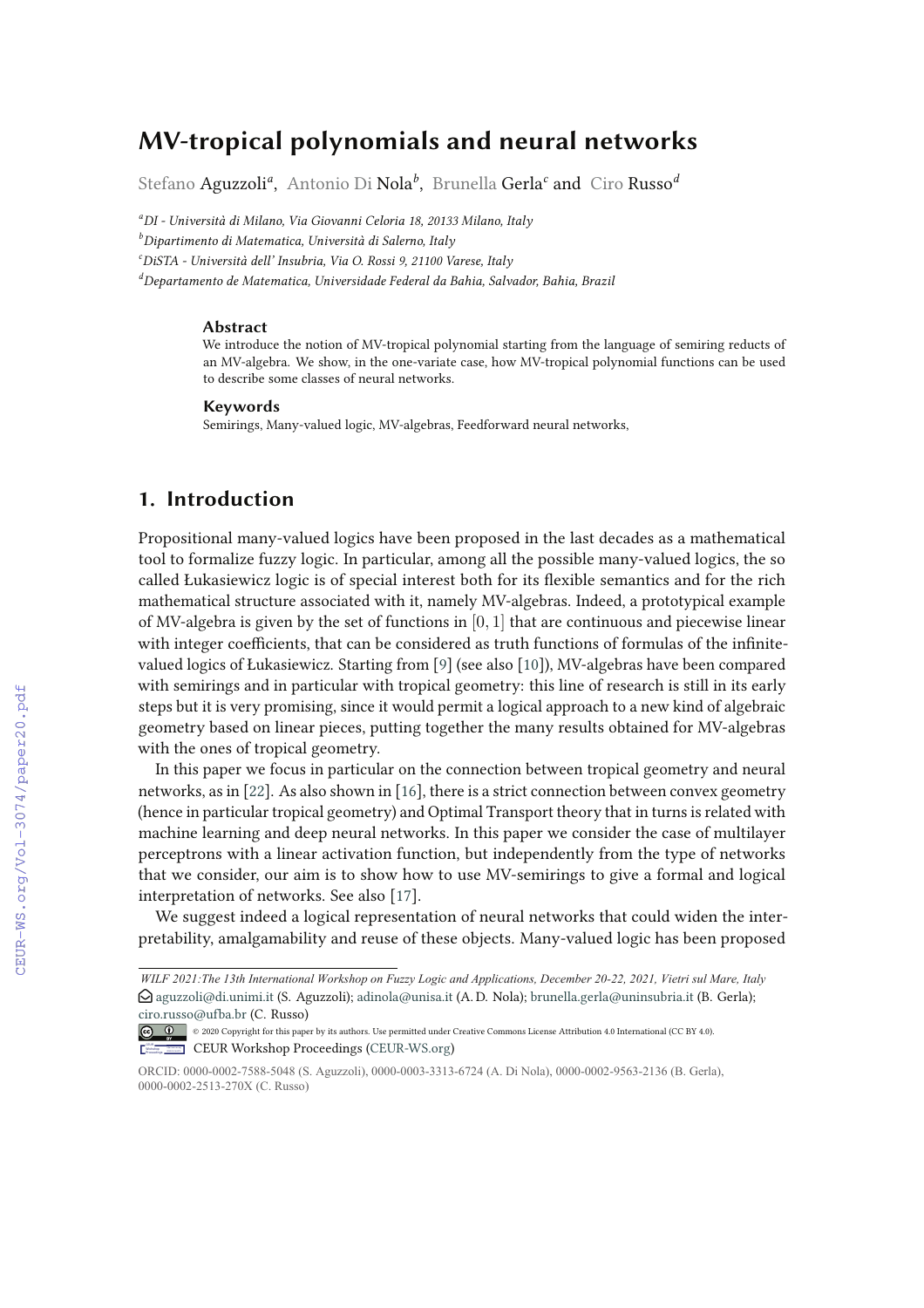# MV-tropical polynomials and neural networks

Stefano Aguzzoli[a], Antonio Di Nola[b], Brunella Gerla[c] and Ciro Russo[d]

[a] *DI - Università di Milano, Via Giovanni Celoria 18, 20133 Milano, Italy*

[b] *Dipartimento di Matematica, Università di Salerno, Italy*

[c] *DiSTA - Università dell' Insubria, Via O. Rossi 9, 21100 Varese, Italy*

[d] *Departamento de Matematica, Universidade Federal da Bahia, Salvador, Bahia, Brazil*

### Abstract

We introduce the notion of MV-tropical polynomial starting from the language of semiring reducts of an MV-algebra. We show, in the one-variate case, how MV-tropical polynomial functions can be used to describe some classes of neural networks.

### Keywords

Semirings, Many-valued logic, MV-algebras, Feedforward neural networks,

## 1. Introduction

Propositional many-valued logics have been proposed in the last decades as a mathematical tool to formalize fuzzy logic. In particular, among all the possible many-valued logics, the so called Łukasiewicz logic is of special interest both for its flexible semantics and for the rich mathematical structure associated with it, namely MV-algebras. Indeed, a prototypical example of MV-algebra is given by the set of functions in $[0, 1]$ that are continuous and piecewise linear with integer coefficients, that can be considered as truth functions of formulas of the infinite-valued logics of Łukasiewicz. Starting from [9] (see also [10]), MV-algebras have been compared with semirings and in particular with tropical geometry: this line of research is still in its early steps but it is very promising, since it would permit a logical approach to a new kind of algebraic geometry based on linear pieces, putting together the many results obtained for MV-algebras with the ones of tropical geometry.

In this paper we focus in particular on the connection between tropical geometry and neural networks, as in [22]. As also shown in [16], there is a strict connection between convex geometry (hence in particular tropical geometry) and Optimal Transport theory that in turns is related with machine learning and deep neural networks. In this paper we consider the case of multilayer perceptrons with a linear activation function, but independently from the type of networks that we consider, our aim is to show how to use MV-semirings to give a formal and logical interpretation of networks. See also [17].

We suggest indeed a logical representation of neural networks that could widen the interpretability, amalgamability and reuse of these objects. Many-valued logic has been proposed

---

*WILF 2021:The 13th International Workshop on Fuzzy Logic and Applications, December 20-22, 2021, Vietri sul Mare, Italy*
aguzzoli@di.unimi.it (S. Aguzzoli); adinola@unisa.it (A. D. Nola); brunella.gerla@uninsubria.it (B. Gerla); ciro.russo@ufba.br (C. Russo)
© 2020 Copyright for this paper by its authors. Use permitted under Creative Commons License Attribution 4.0 International (CC BY 4.0).
CEUR Workshop Proceedings (CEUR-WS.org)

ORCID: 0000-0002-7588-5048 (S. Aguzzoli), 0000-0003-3313-6724 (A. Di Nola), 0000-0002-9563-2136 (B. Gerla), 0000-0002-2513-270X (C. Russo)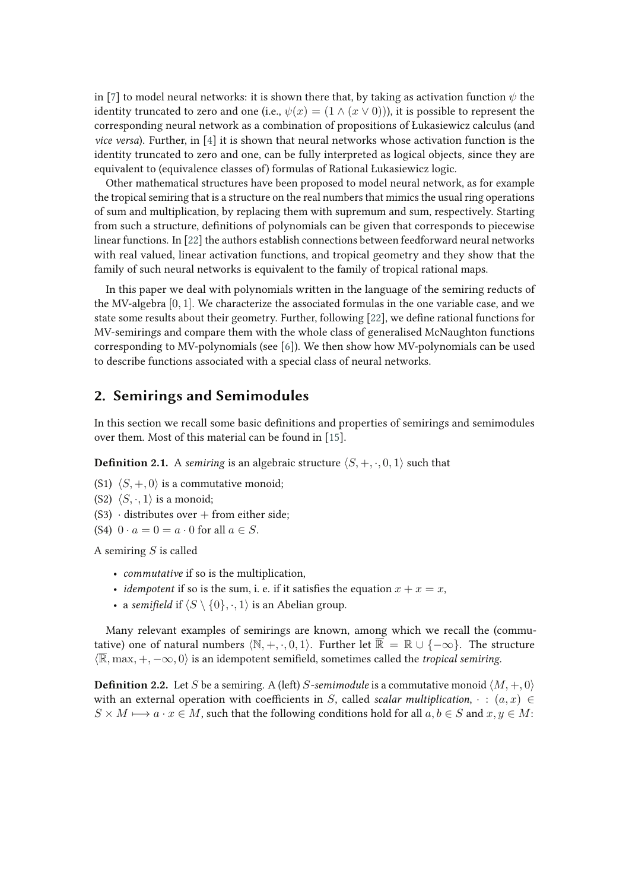in [7] to model neural networks: it is shown there that, by taking as activation function $\psi$ the identity truncated to zero and one (i.e., $\psi(x) = (1 \wedge (x \vee 0))$), it is possible to represent the corresponding neural network as a combination of propositions of Łukasiewicz calculus (and *vice versa*). Further, in [4] it is shown that neural networks whose activation function is the identity truncated to zero and one, can be fully interpreted as logical objects, since they are equivalent to (equivalence classes of) formulas of Rational Łukasiewicz logic.

Other mathematical structures have been proposed to model neural network, as for example the tropical semiring that is a structure on the real numbers that mimics the usual ring operations of sum and multiplication, by replacing them with supremum and sum, respectively. Starting from such a structure, definitions of polynomials can be given that corresponds to piecewise linear functions. In [22] the authors establish connections between feedforward neural networks with real valued, linear activation functions, and tropical geometry and they show that the family of such neural networks is equivalent to the family of tropical rational maps.

In this paper we deal with polynomials written in the language of the semiring reducts of the MV-algebra $[0, 1]$. We characterize the associated formulas in the one variable case, and we state some results about their geometry. Further, following [22], we define rational functions for MV-semirings and compare them with the whole class of generalised McNaughton functions corresponding to MV-polynomials (see [6]). We then show how MV-polynomials can be used to describe functions associated with a special class of neural networks.

## 2. Semirings and Semimodules

In this section we recall some basic definitions and properties of semirings and semimodules over them. Most of this material can be found in [15].

**Definition 2.1.** A *semiring* is an algebraic structure $\langle S, +, \cdot, 0, 1\rangle$ such that

(S1) $\langle S, +, 0\rangle$ is a commutative monoid;
(S2) $\langle S, \cdot, 1\rangle$ is a monoid;
(S3) $\cdot$ distributes over $+$ from either side;
(S4) $0 \cdot a = 0 = a \cdot 0$ for all $a \in S$.

A semiring $S$ is called

- *commutative* if so is the multiplication,
- *idempotent* if so is the sum, i. e. if it satisfies the equation $x + x = x$,
- a *semifield* if $\langle S \setminus \{0\}, \cdot, 1\rangle$ is an Abelian group.

Many relevant examples of semirings are known, among which we recall the (commutative) one of natural numbers $\langle \mathbb{N}, +, \cdot, 0, 1\rangle$. Further let $\overline{\mathbb{R}} = \mathbb{R} \cup \{-\infty\}$. The structure $\langle \overline{\mathbb{R}}, \max, +, -\infty, 0\rangle$ is an idempotent semifield, sometimes called the *tropical semiring*.

**Definition 2.2.** Let $S$ be a semiring. A (left) $S$-*semimodule* is a commutative monoid $\langle M, +, 0\rangle$ with an external operation with coefficients in $S$, called *scalar multiplication*, $\cdot : (a, x) \in S \times M \longmapsto a \cdot x \in M$, such that the following conditions hold for all $a, b \in S$ and $x, y \in M$: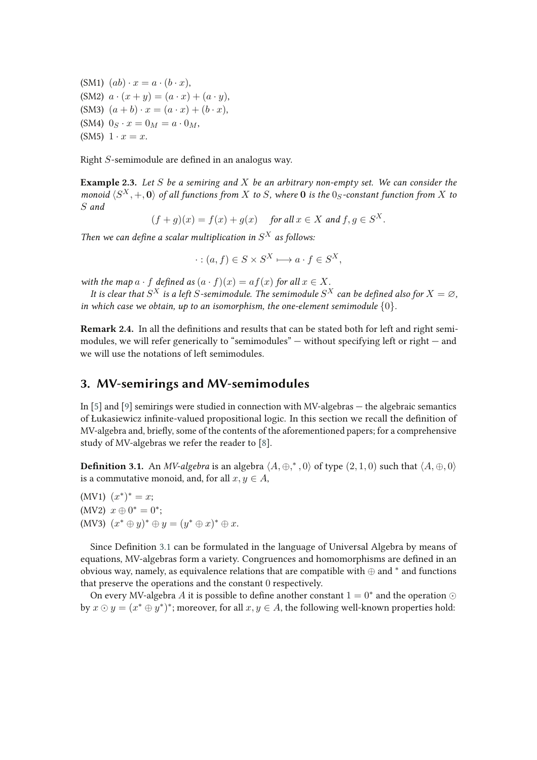(SM1) $(ab) \cdot x = a \cdot (b \cdot x)$,

(SM2) $a \cdot (x + y) = (a \cdot x) + (a \cdot y)$,

(SM3) $(a + b) \cdot x = (a \cdot x) + (b \cdot x)$,

(SM4) $0_S \cdot x = 0_M = a \cdot 0_M$,

(SM5) $1 \cdot x = x$.

Right $S$-semimodule are defined in an analogus way.

**Example 2.3.** *Let $S$ be a semiring and $X$ be an arbitrary non-empty set. We can consider the monoid $\langle S^X, +, \mathbf{0} \rangle$ of all functions from $X$ to $S$, where $\mathbf{0}$ is the $0_S$-constant function from $X$ to $S$ and*

$$(f + g)(x) = f(x) + g(x) \quad \text{for all } x \in X \text{ and } f, g \in S^X.$$

*Then we can define a scalar multiplication in $S^X$ as follows:*

$$\cdot : (a, f) \in S \times S^X \longmapsto a \cdot f \in S^X,$$

*with the map $a \cdot f$ defined as $(a \cdot f)(x) = af(x)$ for all $x \in X$.*

*It is clear that $S^X$ is a left $S$-semimodule. The semimodule $S^X$ can be defined also for $X = \varnothing$, in which case we obtain, up to an isomorphism, the one-element semimodule $\{0\}$.*

**Remark 2.4.** In all the definitions and results that can be stated both for left and right semimodules, we will refer generically to "semimodules" — without specifying left or right — and we will use the notations of left semimodules.

## 3. MV-semirings and MV-semimodules

In [5] and [9] semirings were studied in connection with MV-algebras — the algebraic semantics of Łukasiewicz infinite-valued propositional logic. In this section we recall the definition of MV-algebra and, briefly, some of the contents of the aforementioned papers; for a comprehensive study of MV-algebras we refer the reader to [8].

**Definition 3.1.** An *MV-algebra* is an algebra $\langle A, \oplus, ^*, 0 \rangle$ of type $(2, 1, 0)$ such that $\langle A, \oplus, 0 \rangle$ is a commutative monoid, and, for all $x, y \in A$,

(MV1) $(x^*)^* = x$;

(MV2) $x \oplus 0^* = 0^*$;

(MV3) $(x^* \oplus y)^* \oplus y = (y^* \oplus x)^* \oplus x$.

Since Definition 3.1 can be formulated in the language of Universal Algebra by means of equations, MV-algebras form a variety. Congruences and homomorphisms are defined in an obvious way, namely, as equivalence relations that are compatible with $\oplus$ and $^*$ and functions that preserve the operations and the constant $0$ respectively.

On every MV-algebra $A$ it is possible to define another constant $1 = 0^*$ and the operation $\odot$ by $x \odot y = (x^* \oplus y^*)^*$; moreover, for all $x, y \in A$, the following well-known properties hold: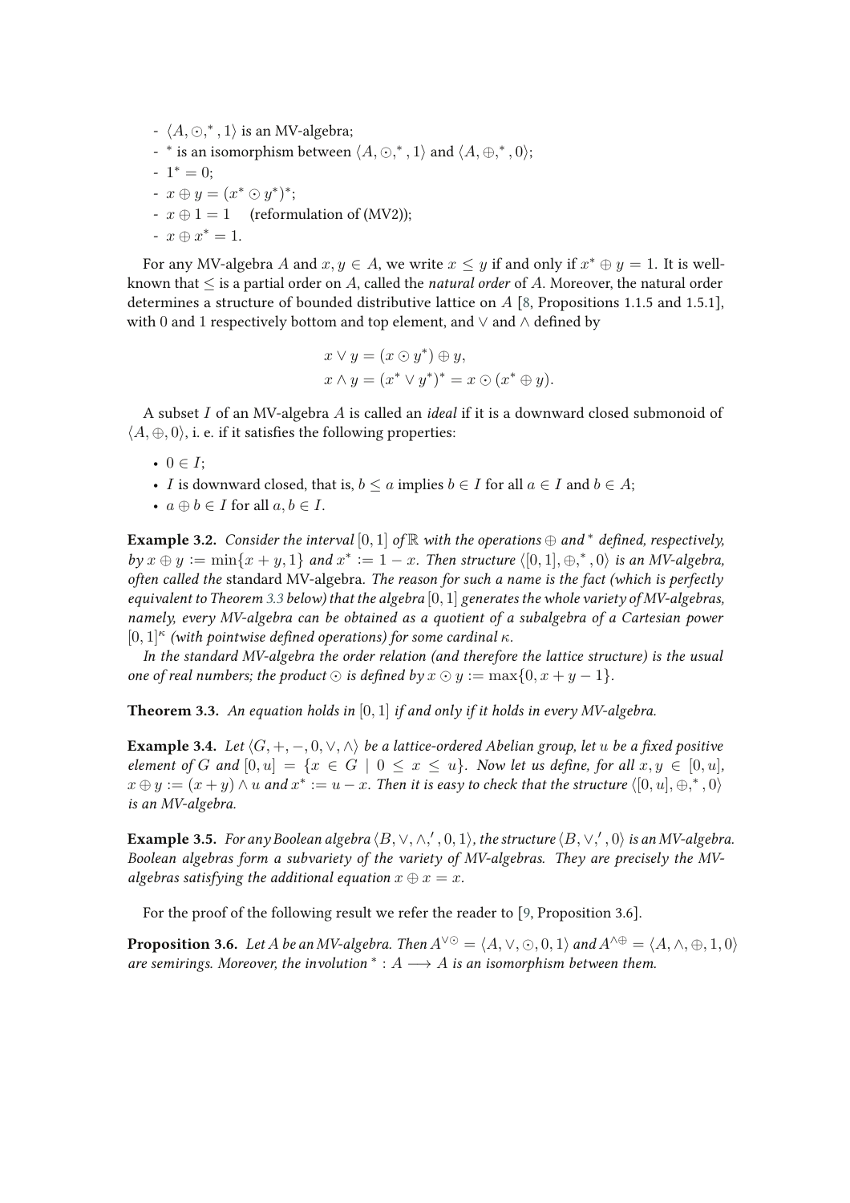- $\langle A, \odot, ^*, 1\rangle$ is an MV-algebra;
- $^*$ is an isomorphism between $\langle A, \odot, ^*, 1\rangle$ and $\langle A, \oplus, ^*, 0\rangle$;
- $1^* = 0$;
- $x \oplus y = (x^* \odot y^*)^*$;
- $x \oplus 1 = 1$ (reformulation of (MV2));
- $x \oplus x^* = 1$.

For any MV-algebra $A$ and $x, y \in A$, we write $x \leq y$ if and only if $x^* \oplus y = 1$. It is well-known that $\leq$ is a partial order on $A$, called the *natural order* of $A$. Moreover, the natural order determines a structure of bounded distributive lattice on $A$ [8, Propositions 1.1.5 and 1.5.1], with 0 and 1 respectively bottom and top element, and $\vee$ and $\wedge$ defined by

$$x \vee y = (x \odot y^*) \oplus y,$$
$$x \wedge y = (x^* \vee y^*)^* = x \odot (x^* \oplus y).$$

A subset $I$ of an MV-algebra $A$ is called an *ideal* if it is a downward closed submonoid of $\langle A, \oplus, 0\rangle$, i. e. if it satisfies the following properties:

- $0 \in I$;
- $I$ is downward closed, that is, $b \leq a$ implies $b \in I$ for all $a \in I$ and $b \in A$;
- $a \oplus b \in I$ for all $a, b \in I$.

**Example 3.2.** *Consider the interval $[0, 1]$ of $\mathbb{R}$ with the operations $\oplus$ and $^*$ defined, respectively, by $x \oplus y := \min\{x + y, 1\}$ and $x^* := 1 - x$. Then structure $\langle [0, 1], \oplus, ^*, 0\rangle$ is an MV-algebra, often called the* standard MV-algebra*. The reason for such a name is the fact (which is perfectly equivalent to Theorem 3.3 below) that the algebra $[0, 1]$ generates the whole variety of MV-algebras, namely, every MV-algebra can be obtained as a quotient of a subalgebra of a Cartesian power $[0, 1]^\kappa$ (with pointwise defined operations) for some cardinal $\kappa$.*

*In the standard MV-algebra the order relation (and therefore the lattice structure) is the usual one of real numbers; the product $\odot$ is defined by $x \odot y := \max\{0, x + y - 1\}$.*

**Theorem 3.3.** *An equation holds in $[0, 1]$ if and only if it holds in every MV-algebra.*

**Example 3.4.** *Let $\langle G, +, -, 0, \vee, \wedge\rangle$ be a lattice-ordered Abelian group, let $u$ be a fixed positive element of $G$ and $[0, u] = \{x \in G \mid 0 \leq x \leq u\}$. Now let us define, for all $x, y \in [0, u]$, $x \oplus y := (x + y) \wedge u$ and $x^* := u - x$. Then it is easy to check that the structure $\langle [0, u], \oplus, ^*, 0\rangle$ is an MV-algebra.*

**Example 3.5.** *For any Boolean algebra $\langle B, \vee, \wedge, ', 0, 1\rangle$, the structure $\langle B, \vee, ', 0\rangle$ is an MV-algebra. Boolean algebras form a subvariety of the variety of MV-algebras. They are precisely the MV-algebras satisfying the additional equation $x \oplus x = x$.*

For the proof of the following result we refer the reader to [9, Proposition 3.6].

**Proposition 3.6.** *Let $A$ be an MV-algebra. Then $A^{\vee\odot} = \langle A, \vee, \odot, 0, 1\rangle$ and $A^{\wedge\oplus} = \langle A, \wedge, \oplus, 1, 0\rangle$ are semirings. Moreover, the involution $^* : A \longrightarrow A$ is an isomorphism between them.*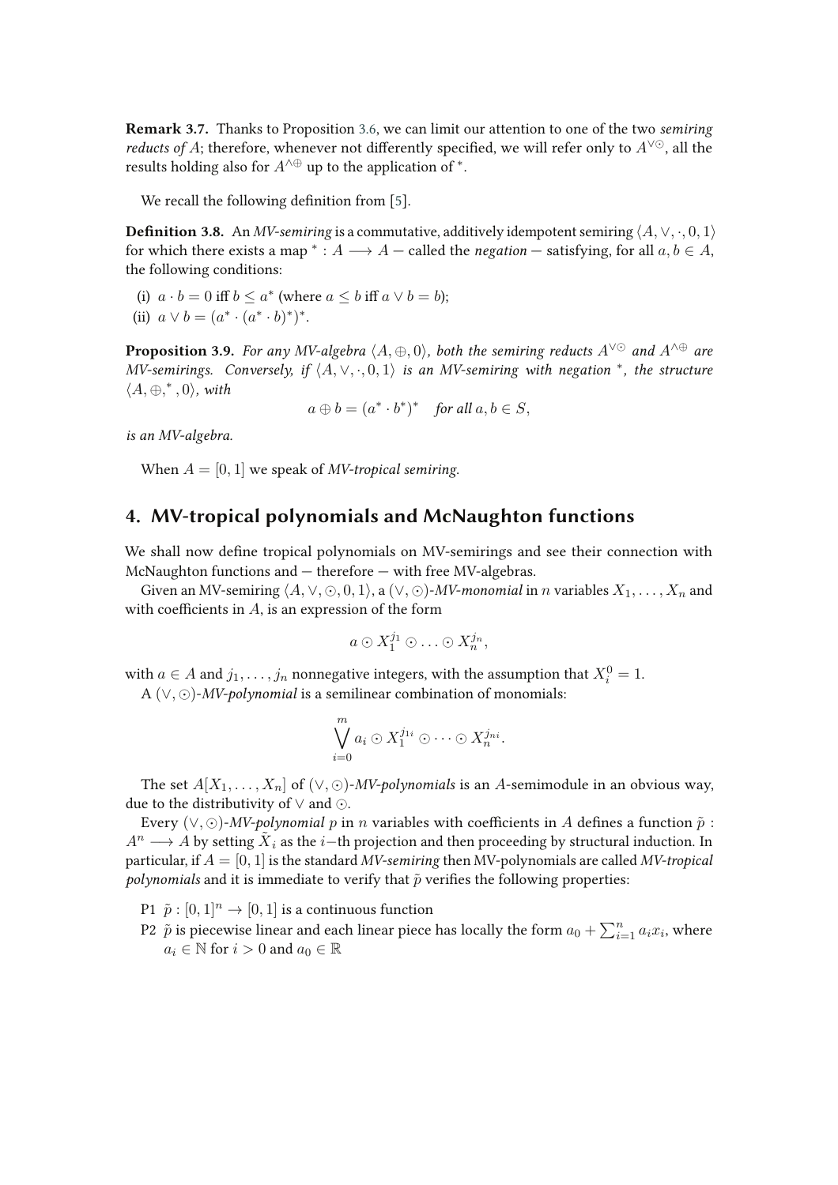**Remark 3.7.** Thanks to Proposition 3.6, we can limit our attention to one of the two *semiring reducts of* $A$; therefore, whenever not differently specified, we will refer only to $A^{\vee\odot}$, all the results holding also for $A^{\wedge\oplus}$ up to the application of $^*$.

We recall the following definition from [5].

**Definition 3.8.** An *MV-semiring* is a commutative, additively idempotent semiring $\langle A, \vee, \cdot, 0, 1\rangle$ for which there exists a map $^* : A \longrightarrow A$ — called the *negation* — satisfying, for all $a, b \in A$, the following conditions:

(i) $a \cdot b = 0$ iff $b \leq a^*$ (where $a \leq b$ iff $a \vee b = b$);
(ii) $a \vee b = (a^* \cdot (a^* \cdot b)^*)^*$.

**Proposition 3.9.** *For any MV-algebra $\langle A, \oplus, 0\rangle$, both the semiring reducts $A^{\vee\odot}$ and $A^{\wedge\oplus}$ are MV-semirings. Conversely, if $\langle A, \vee, \cdot, 0, 1\rangle$ is an MV-semiring with negation $^*$, the structure $\langle A, \oplus, ^*, 0\rangle$, with*

$$a \oplus b = (a^* \cdot b^*)^* \quad \text{for all } a, b \in S,$$

*is an MV-algebra.*

When $A = [0, 1]$ we speak of *MV-tropical semiring*.

## 4. MV-tropical polynomials and McNaughton functions

We shall now define tropical polynomials on MV-semirings and see their connection with McNaughton functions and — therefore — with free MV-algebras.

Given an MV-semiring $\langle A, \vee, \odot, 0, 1\rangle$, a $(\vee, \odot)$-*MV-monomial* in $n$ variables $X_1, \ldots, X_n$ and with coefficients in $A$, is an expression of the form

$$a \odot X_1^{j_1} \odot \ldots \odot X_n^{j_n},$$

with $a \in A$ and $j_1, \ldots, j_n$ nonnegative integers, with the assumption that $X_i^0 = 1$.

A $(\vee, \odot)$-*MV-polynomial* is a semilinear combination of monomials:

$$\bigvee_{i=0}^{m} a_i \odot X_1^{j_{1i}} \odot \cdots \odot X_n^{j_{ni}}.$$

The set $A[X_1, \ldots, X_n]$ of $(\vee, \odot)$-*MV-polynomials* is an $A$-semimodule in an obvious way, due to the distributivity of $\vee$ and $\odot$.

Every $(\vee, \odot)$-*MV-polynomial* $p$ in $n$ variables with coefficients in $A$ defines a function $\tilde{p} : A^n \longrightarrow A$ by setting $\tilde{X}_i$ as the $i-$th projection and then proceeding by structural induction. In particular, if $A = [0, 1]$ is the standard *MV-semiring* then MV-polynomials are called *MV-tropical polynomials* and it is immediate to verify that $\tilde{p}$ verifies the following properties:

P1 $\tilde{p} : [0, 1]^n \to [0, 1]$ is a continuous function
P2 $\tilde{p}$ is piecewise linear and each linear piece has locally the form $a_0 + \sum_{i=1}^{n} a_i x_i$, where $a_i \in \mathbb{N}$ for $i > 0$ and $a_0 \in \mathbb{R}$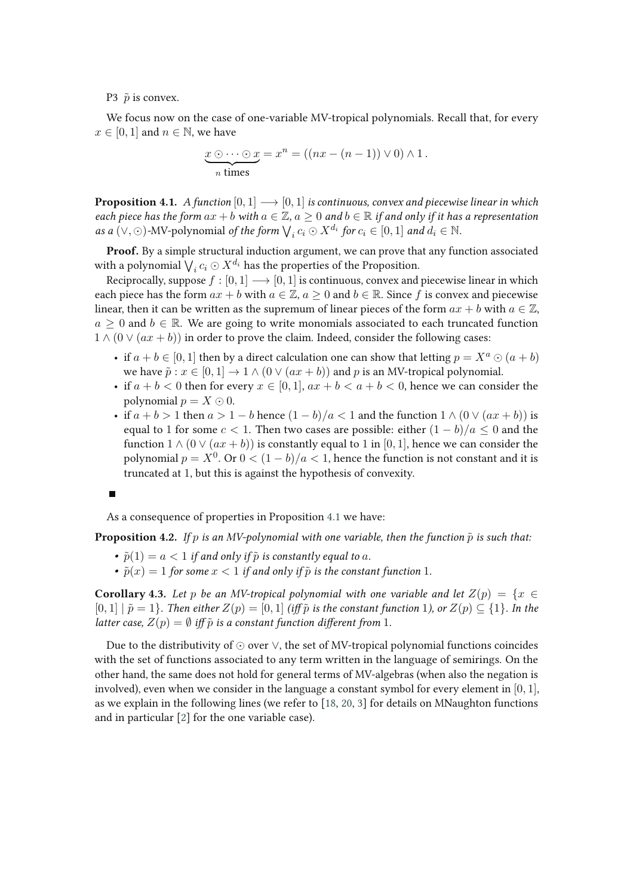P3 $\tilde{p}$ is convex.

We focus now on the case of one-variable MV-tropical polynomials. Recall that, for every $x \in [0,1]$ and $n \in \mathbb{N}$, we have

$$\underbrace{x \odot \cdots \odot x}_{n \text{ times}} = x^n = ((nx - (n-1)) \vee 0) \wedge 1\,.$$

**Proposition 4.1.** *A function $[0,1] \longrightarrow [0,1]$ is continuous, convex and piecewise linear in which each piece has the form $ax + b$ with $a \in \mathbb{Z}$, $a \geq 0$ and $b \in \mathbb{R}$ if and only if it has a representation as a $(\vee, \odot)$-MV-polynomial of the form $\bigvee_i c_i \odot X^{d_i}$ for $c_i \in [0,1]$ and $d_i \in \mathbb{N}$.*

**Proof.** By a simple structural induction argument, we can prove that any function associated with a polynomial $\bigvee_i c_i \odot X^{d_i}$ has the properties of the Proposition.

Reciprocally, suppose $f : [0,1] \longrightarrow [0,1]$ is continuous, convex and piecewise linear in which each piece has the form $ax + b$ with $a \in \mathbb{Z}$, $a \geq 0$ and $b \in \mathbb{R}$. Since $f$ is convex and piecewise linear, then it can be written as the supremum of linear pieces of the form $ax + b$ with $a \in \mathbb{Z}$, $a \geq 0$ and $b \in \mathbb{R}$. We are going to write monomials associated to each truncated function $1 \wedge (0 \vee (ax + b))$ in order to prove the claim. Indeed, consider the following cases:

- if $a + b \in [0,1]$ then by a direct calculation one can show that letting $p = X^a \odot (a + b)$ we have $\tilde{p} : x \in [0,1] \to 1 \wedge (0 \vee (ax + b))$ and $p$ is an MV-tropical polynomial.
- if $a + b < 0$ then for every $x \in [0,1]$, $ax + b < a + b < 0$, hence we can consider the polynomial $p = X \odot 0$.
- if $a + b > 1$ then $a > 1 - b$ hence $(1 - b)/a < 1$ and the function $1 \wedge (0 \vee (ax + b))$ is equal to 1 for some $c < 1$. Then two cases are possible: either $(1 - b)/a \leq 0$ and the function $1 \wedge (0 \vee (ax + b))$ is constantly equal to 1 in $[0,1]$, hence we can consider the polynomial $p = X^0$. Or $0 < (1 - b)/a < 1$, hence the function is not constant and it is truncated at 1, but this is against the hypothesis of convexity.

■

As a consequence of properties in Proposition 4.1 we have:

**Proposition 4.2.** *If $p$ is an MV-polynomial with one variable, then the function $\tilde{p}$ is such that:*

- *$\tilde{p}(1) = a < 1$ if and only if $\tilde{p}$ is constantly equal to $a$.*
- *$\tilde{p}(x) = 1$ for some $x < 1$ if and only if $\tilde{p}$ is the constant function 1.*

**Corollary 4.3.** *Let $p$ be an MV-tropical polynomial with one variable and let $Z(p) = \{x \in [0,1] \mid \tilde{p} = 1\}$. Then either $Z(p) = [0,1]$ (iff $\tilde{p}$ is the constant function 1), or $Z(p) \subseteq \{1\}$. In the latter case, $Z(p) = \emptyset$ iff $\tilde{p}$ is a constant function different from 1.*

Due to the distributivity of $\odot$ over $\vee$, the set of MV-tropical polynomial functions coincides with the set of functions associated to any term written in the language of semirings. On the other hand, the same does not hold for general terms of MV-algebras (when also the negation is involved), even when we consider in the language a constant symbol for every element in $[0,1]$, as we explain in the following lines (we refer to [18, 20, 3] for details on MNaughton functions and in particular [2] for the one variable case).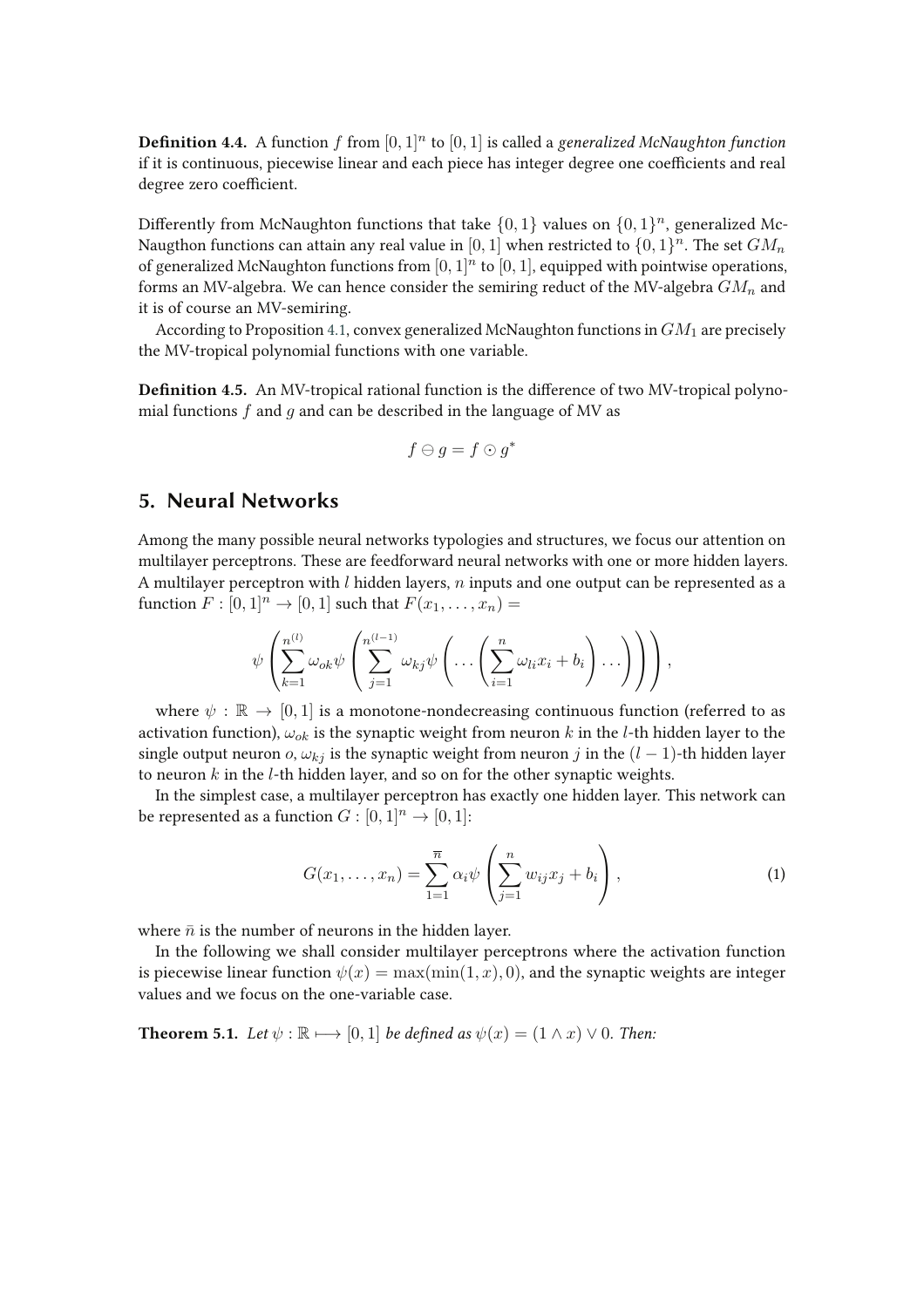**Definition 4.4.** A function $f$ from $[0,1]^n$ to $[0,1]$ is called a *generalized McNaughton function* if it is continuous, piecewise linear and each piece has integer degree one coefficients and real degree zero coefficient.

Differently from McNaughton functions that take $\{0,1\}$ values on $\{0,1\}^n$, generalized McNaugthon functions can attain any real value in $[0,1]$ when restricted to $\{0,1\}^n$. The set $GM_n$ of generalized McNaughton functions from $[0,1]^n$ to $[0,1]$, equipped with pointwise operations, forms an MV-algebra. We can hence consider the semiring reduct of the MV-algebra $GM_n$ and it is of course an MV-semiring.

According to Proposition 4.1, convex generalized McNaughton functions in $GM_1$ are precisely the MV-tropical polynomial functions with one variable.

**Definition 4.5.** An MV-tropical rational function is the difference of two MV-tropical polynomial functions $f$ and $g$ and can be described in the language of MV as

$$f \ominus g = f \odot g^*$$

## 5. Neural Networks

Among the many possible neural networks typologies and structures, we focus our attention on multilayer perceptrons. These are feedforward neural networks with one or more hidden layers. A multilayer perceptron with $l$ hidden layers, $n$ inputs and one output can be represented as a function $F : [0,1]^n \to [0,1]$ such that $F(x_1, \ldots, x_n) =$

$$\psi \left( \sum_{k=1}^{n^{(l)}} \omega_{ok} \psi \left( \sum_{j=1}^{n^{(l-1)}} \omega_{kj} \psi \left( \ldots \left( \sum_{i=1}^{n} \omega_{li} x_i + b_i \right) \ldots \right) \right) \right),$$

where $\psi : \mathbb{R} \to [0,1]$ is a monotone-nondecreasing continuous function (referred to as activation function), $\omega_{ok}$ is the synaptic weight from neuron $k$ in the $l$-th hidden layer to the single output neuron $o$, $\omega_{kj}$ is the synaptic weight from neuron $j$ in the $(l-1)$-th hidden layer to neuron $k$ in the $l$-th hidden layer, and so on for the other synaptic weights.

In the simplest case, a multilayer perceptron has exactly one hidden layer. This network can be represented as a function $G : [0,1]^n \to [0,1]$:

$$G(x_1, \ldots, x_n) = \sum_{1=1}^{\overline{n}} \alpha_i \psi \left( \sum_{j=1}^{n} w_{ij} x_j + b_i \right), \tag{1}$$

where $\bar{n}$ is the number of neurons in the hidden layer.

In the following we shall consider multilayer perceptrons where the activation function is piecewise linear function $\psi(x) = \max(\min(1,x), 0)$, and the synaptic weights are integer values and we focus on the one-variable case.

**Theorem 5.1.** *Let $\psi : \mathbb{R} \longmapsto [0,1]$ be defined as $\psi(x) = (1 \wedge x) \vee 0$. Then:*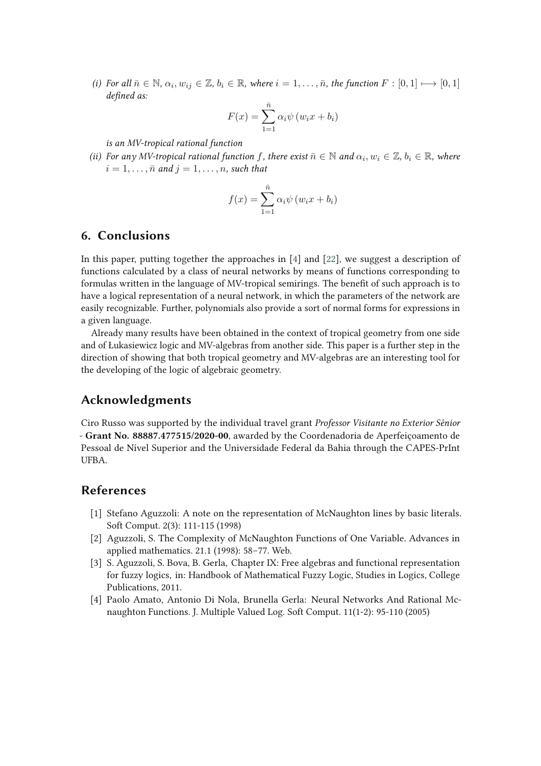*(i) For all $\bar{n} \in \mathbb{N}$, $\alpha_i, w_{ij} \in \mathbb{Z}$, $b_i \in \mathbb{R}$, where $i = 1, \ldots, \bar{n}$, the function $F : [0, 1] \longmapsto [0, 1]$ defined as:*

$$F(x) = \sum_{1=1}^{\bar{n}} \alpha_i \psi \left( w_i x + b_i \right)$$

*is an MV-tropical rational function*

*(ii) For any MV-tropical rational function $f$, there exist $\bar{n} \in \mathbb{N}$ and $\alpha_i, w_i \in \mathbb{Z}$, $b_i \in \mathbb{R}$, where $i = 1, \ldots, \bar{n}$ and $j = 1, \ldots, n$, such that*

$$f(x) = \sum_{1=1}^{\bar{n}} \alpha_i \psi \left( w_i x + b_i \right)$$

## 6. Conclusions

In this paper, putting together the approaches in [4] and [22], we suggest a description of functions calculated by a class of neural networks by means of functions corresponding to formulas written in the language of MV-tropical semirings. The benefit of such approach is to have a logical representation of a neural network, in which the parameters of the network are easily recognizable. Further, polynomials also provide a sort of normal forms for expressions in a given language.

Already many results have been obtained in the context of tropical geometry from one side and of Łukasiewicz logic and MV-algebras from another side. This paper is a further step in the direction of showing that both tropical geometry and MV-algebras are an interesting tool for the developing of the logic of algebraic geometry.

## Acknowledgments

Ciro Russo was supported by the individual travel grant *Professor Visitante no Exterior Sênior* - **Grant No. 88887.477515/2020-00**, awarded by the Coordenadoria de Aperfeiçoamento de Pessoal de Nível Superior and the Universidade Federal da Bahia through the CAPES-PrInt UFBA.

## References

[1] Stefano Aguzzoli: A note on the representation of McNaughton lines by basic literals. Soft Comput. 2(3): 111-115 (1998)

[2] Aguzzoli, S. The Complexity of McNaughton Functions of One Variable. Advances in applied mathematics. 21.1 (1998): 58–77. Web.

[3] S. Aguzzoli, S. Bova, B. Gerla, Chapter IX: Free algebras and functional representation for fuzzy logics, in: Handbook of Mathematical Fuzzy Logic, Studies in Logics, College Publications, 2011.

[4] Paolo Amato, Antonio Di Nola, Brunella Gerla: Neural Networks And Rational Mcnaughton Functions. J. Multiple Valued Log. Soft Comput. 11(1-2): 95-110 (2005)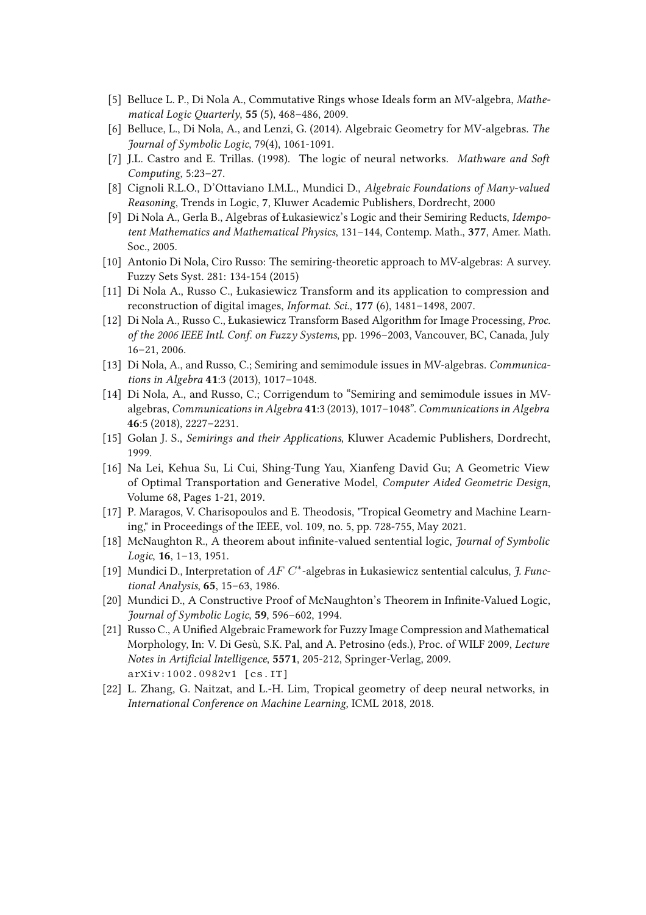[5] Belluce L. P., Di Nola A., Commutative Rings whose Ideals form an MV-algebra, *Mathematical Logic Quarterly*, **55** (5), 468–486, 2009.

[6] Belluce, L., Di Nola, A., and Lenzi, G. (2014). Algebraic Geometry for MV-algebras. *The Journal of Symbolic Logic*, 79(4), 1061-1091.

[7] J.L. Castro and E. Trillas. (1998). The logic of neural networks. *Mathware and Soft Computing*, 5:23–27.

[8] Cignoli R.L.O., D'Ottaviano I.M.L., Mundici D., *Algebraic Foundations of Many-valued Reasoning*, Trends in Logic, **7**, Kluwer Academic Publishers, Dordrecht, 2000

[9] Di Nola A., Gerla B., Algebras of Łukasiewicz's Logic and their Semiring Reducts, *Idempotent Mathematics and Mathematical Physics*, 131–144, Contemp. Math., **377**, Amer. Math. Soc., 2005.

[10] Antonio Di Nola, Ciro Russo: The semiring-theoretic approach to MV-algebras: A survey. Fuzzy Sets Syst. 281: 134-154 (2015)

[11] Di Nola A., Russo C., Łukasiewicz Transform and its application to compression and reconstruction of digital images, *Informat. Sci.*, **177** (6), 1481–1498, 2007.

[12] Di Nola A., Russo C., Łukasiewicz Transform Based Algorithm for Image Processing, *Proc. of the 2006 IEEE Intl. Conf. on Fuzzy Systems*, pp. 1996–2003, Vancouver, BC, Canada, July 16–21, 2006.

[13] Di Nola, A., and Russo, C.; Semiring and semimodule issues in MV-algebras. *Communications in Algebra* **41**:3 (2013), 1017–1048.

[14] Di Nola, A., and Russo, C.; Corrigendum to "Semiring and semimodule issues in MV-algebras, *Communications in Algebra* **41**:3 (2013), 1017–1048". *Communications in Algebra* **46**:5 (2018), 2227–2231.

[15] Golan J. S., *Semirings and their Applications*, Kluwer Academic Publishers, Dordrecht, 1999.

[16] Na Lei, Kehua Su, Li Cui, Shing-Tung Yau, Xianfeng David Gu; A Geometric View of Optimal Transportation and Generative Model, *Computer Aided Geometric Design*, Volume 68, Pages 1-21, 2019.

[17] P. Maragos, V. Charisopoulos and E. Theodosis, "Tropical Geometry and Machine Learning," in Proceedings of the IEEE, vol. 109, no. 5, pp. 728-755, May 2021.

[18] McNaughton R., A theorem about infinite-valued sentential logic, *Journal of Symbolic Logic*, **16**, 1–13, 1951.

[19] Mundici D., Interpretation of $AF\ C^*$-algebras in Łukasiewicz sentential calculus, *J. Functional Analysis*, **65**, 15–63, 1986.

[20] Mundici D., A Constructive Proof of McNaughton's Theorem in Infinite-Valued Logic, *Journal of Symbolic Logic*, **59**, 596–602, 1994.

[21] Russo C., A Unified Algebraic Framework for Fuzzy Image Compression and Mathematical Morphology, In: V. Di Gesù, S.K. Pal, and A. Petrosino (eds.), Proc. of WILF 2009, *Lecture Notes in Artificial Intelligence*, **5571**, 205-212, Springer-Verlag, 2009. arXiv:1002.0982v1 [cs.IT]

[22] L. Zhang, G. Naitzat, and L.-H. Lim, Tropical geometry of deep neural networks, in *International Conference on Machine Learning*, ICML 2018, 2018.